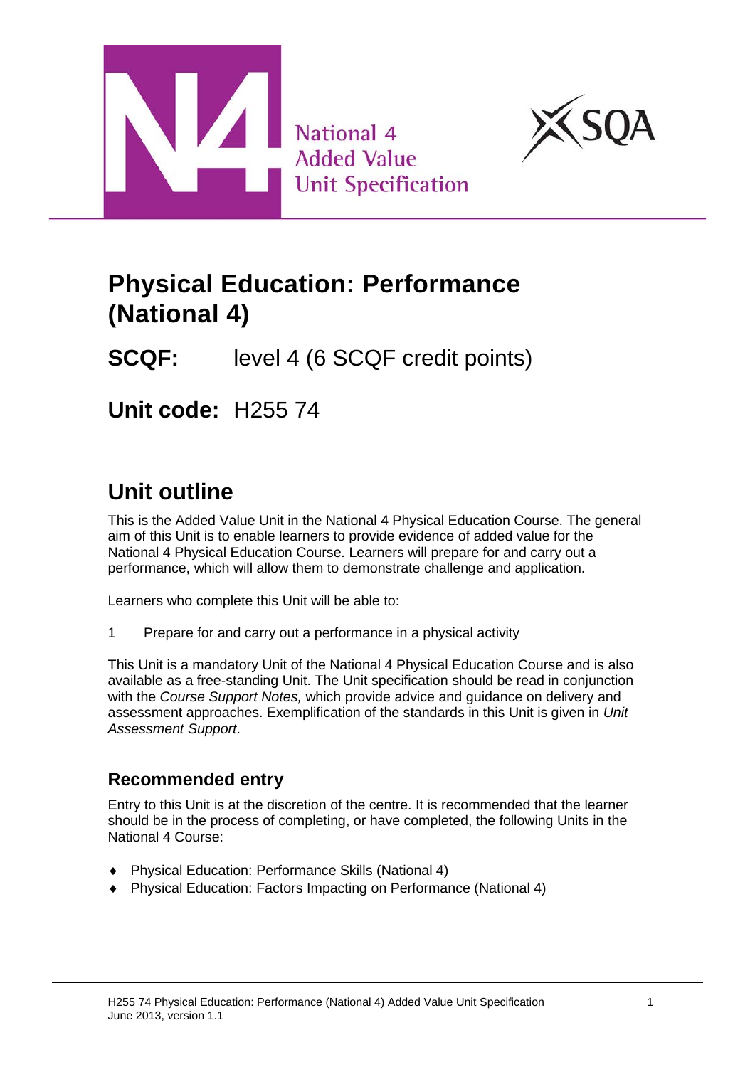National 4
Added Value
Unit Specification

# Physical Education: Performance (National 4)

**SCQF:** level 4 (6 SCQF credit points)

**Unit code:** H255 74

## Unit outline

This is the Added Value Unit in the National 4 Physical Education Course. The general aim of this Unit is to enable learners to provide evidence of added value for the National 4 Physical Education Course. Learners will prepare for and carry out a performance, which will allow them to demonstrate challenge and application.

Learners who complete this Unit will be able to:

1 Prepare for and carry out a performance in a physical activity

This Unit is a mandatory Unit of the National 4 Physical Education Course and is also available as a free-standing Unit. The Unit specification should be read in conjunction with the *Course Support Notes,* which provide advice and guidance on delivery and assessment approaches. Exemplification of the standards in this Unit is given in *Unit Assessment Support*.

### Recommended entry

Entry to this Unit is at the discretion of the centre. It is recommended that the learner should be in the process of completing, or have completed, the following Units in the National 4 Course:

- Physical Education: Performance Skills (National 4)
- Physical Education: Factors Impacting on Performance (National 4)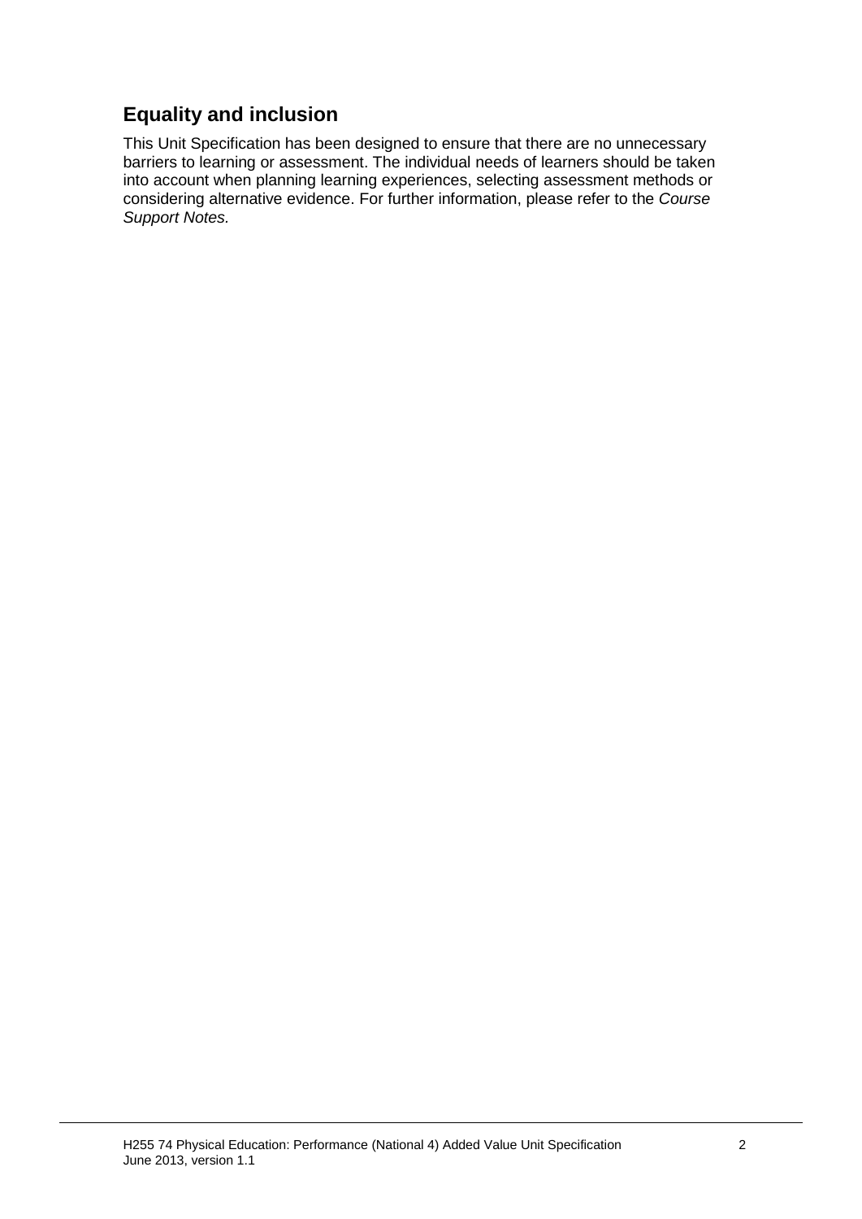## Equality and inclusion

This Unit Specification has been designed to ensure that there are no unnecessary barriers to learning or assessment. The individual needs of learners should be taken into account when planning learning experiences, selecting assessment methods or considering alternative evidence. For further information, please refer to the *Course Support Notes.*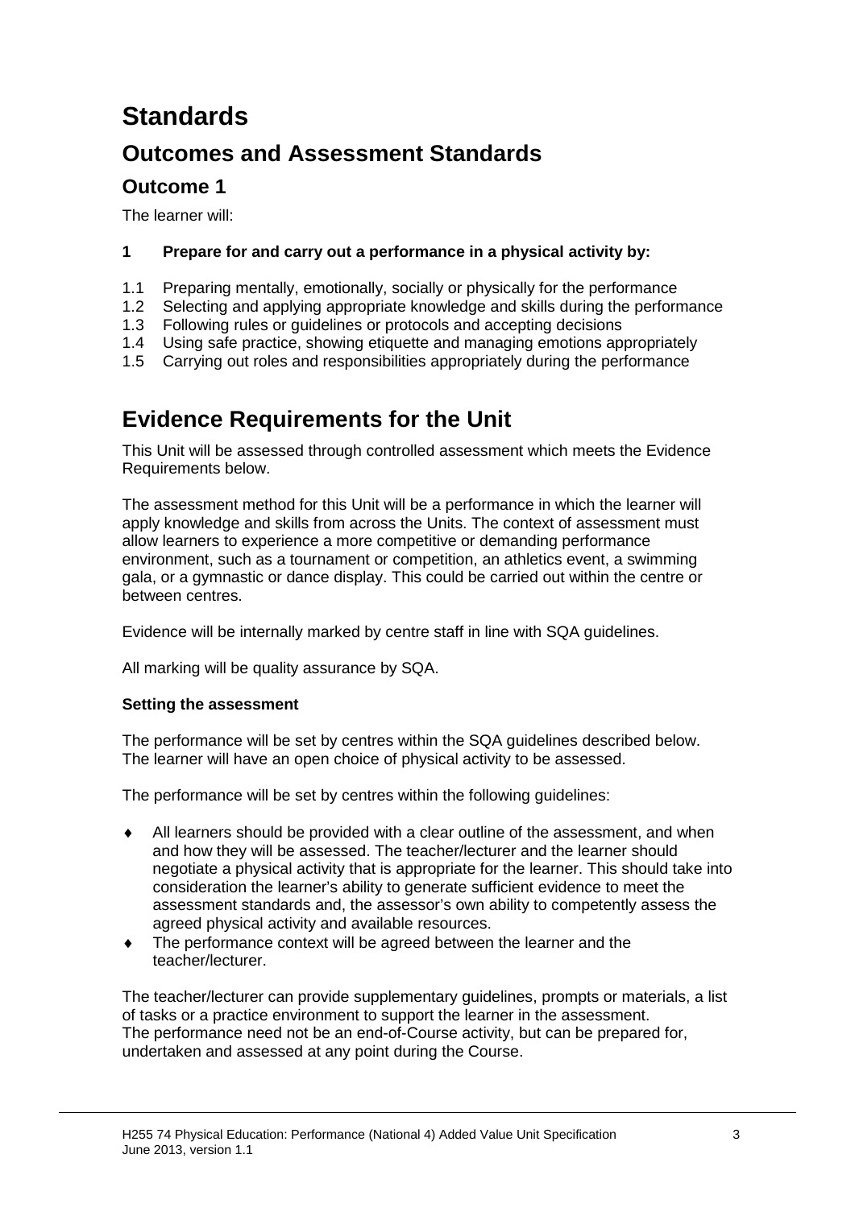# Standards

## Outcomes and Assessment Standards

### Outcome 1

The learner will:

**1 Prepare for and carry out a performance in a physical activity by:**

1.1 Preparing mentally, emotionally, socially or physically for the performance
1.2 Selecting and applying appropriate knowledge and skills during the performance
1.3 Following rules or guidelines or protocols and accepting decisions
1.4 Using safe practice, showing etiquette and managing emotions appropriately
1.5 Carrying out roles and responsibilities appropriately during the performance

## Evidence Requirements for the Unit

This Unit will be assessed through controlled assessment which meets the Evidence Requirements below.

The assessment method for this Unit will be a performance in which the learner will apply knowledge and skills from across the Units. The context of assessment must allow learners to experience a more competitive or demanding performance environment, such as a tournament or competition, an athletics event, a swimming gala, or a gymnastic or dance display. This could be carried out within the centre or between centres.

Evidence will be internally marked by centre staff in line with SQA guidelines.

All marking will be quality assurance by SQA.

**Setting the assessment**

The performance will be set by centres within the SQA guidelines described below. The learner will have an open choice of physical activity to be assessed.

The performance will be set by centres within the following guidelines:

- All learners should be provided with a clear outline of the assessment, and when and how they will be assessed. The teacher/lecturer and the learner should negotiate a physical activity that is appropriate for the learner. This should take into consideration the learner's ability to generate sufficient evidence to meet the assessment standards and, the assessor's own ability to competently assess the agreed physical activity and available resources.
- The performance context will be agreed between the learner and the teacher/lecturer.

The teacher/lecturer can provide supplementary guidelines, prompts or materials, a list of tasks or a practice environment to support the learner in the assessment.
The performance need not be an end-of-Course activity, but can be prepared for, undertaken and assessed at any point during the Course.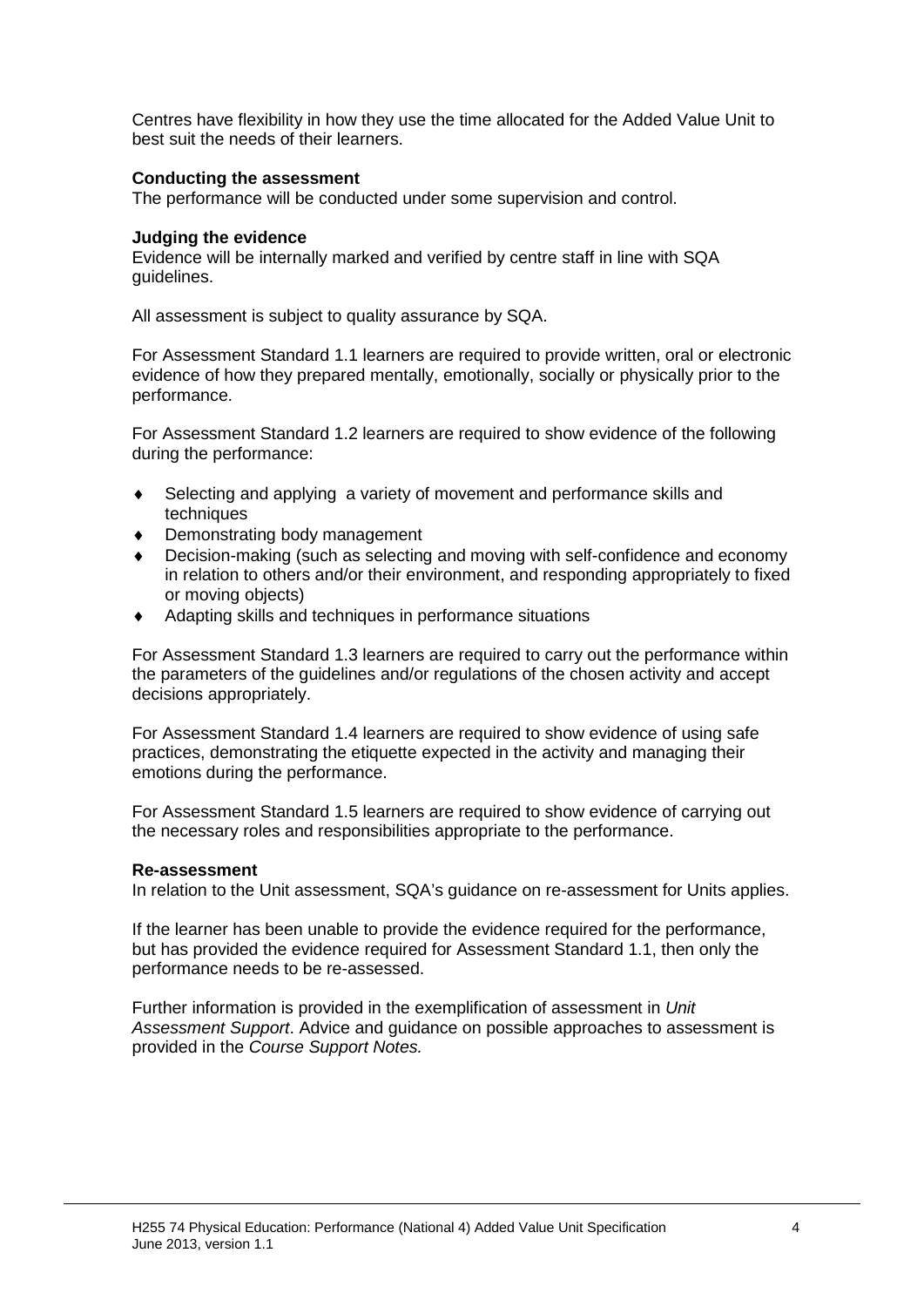Centres have flexibility in how they use the time allocated for the Added Value Unit to best suit the needs of their learners.

**Conducting the assessment**
The performance will be conducted under some supervision and control.

**Judging the evidence**
Evidence will be internally marked and verified by centre staff in line with SQA guidelines.

All assessment is subject to quality assurance by SQA.

For Assessment Standard 1.1 learners are required to provide written, oral or electronic evidence of how they prepared mentally, emotionally, socially or physically prior to the performance.

For Assessment Standard 1.2 learners are required to show evidence of the following during the performance:

- Selecting and applying a variety of movement and performance skills and techniques
- Demonstrating body management
- Decision-making (such as selecting and moving with self-confidence and economy in relation to others and/or their environment, and responding appropriately to fixed or moving objects)
- Adapting skills and techniques in performance situations

For Assessment Standard 1.3 learners are required to carry out the performance within the parameters of the guidelines and/or regulations of the chosen activity and accept decisions appropriately.

For Assessment Standard 1.4 learners are required to show evidence of using safe practices, demonstrating the etiquette expected in the activity and managing their emotions during the performance.

For Assessment Standard 1.5 learners are required to show evidence of carrying out the necessary roles and responsibilities appropriate to the performance.

**Re-assessment**
In relation to the Unit assessment, SQA's guidance on re-assessment for Units applies.

If the learner has been unable to provide the evidence required for the performance, but has provided the evidence required for Assessment Standard 1.1, then only the performance needs to be re-assessed.

Further information is provided in the exemplification of assessment in *Unit Assessment Support*. Advice and guidance on possible approaches to assessment is provided in the *Course Support Notes.*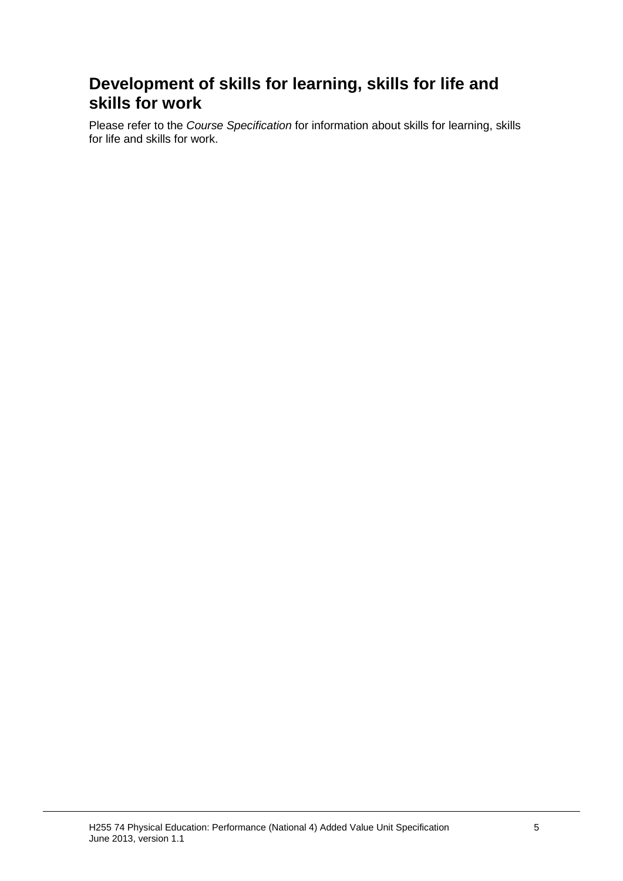## Development of skills for learning, skills for life and skills for work

Please refer to the *Course Specification* for information about skills for learning, skills for life and skills for work.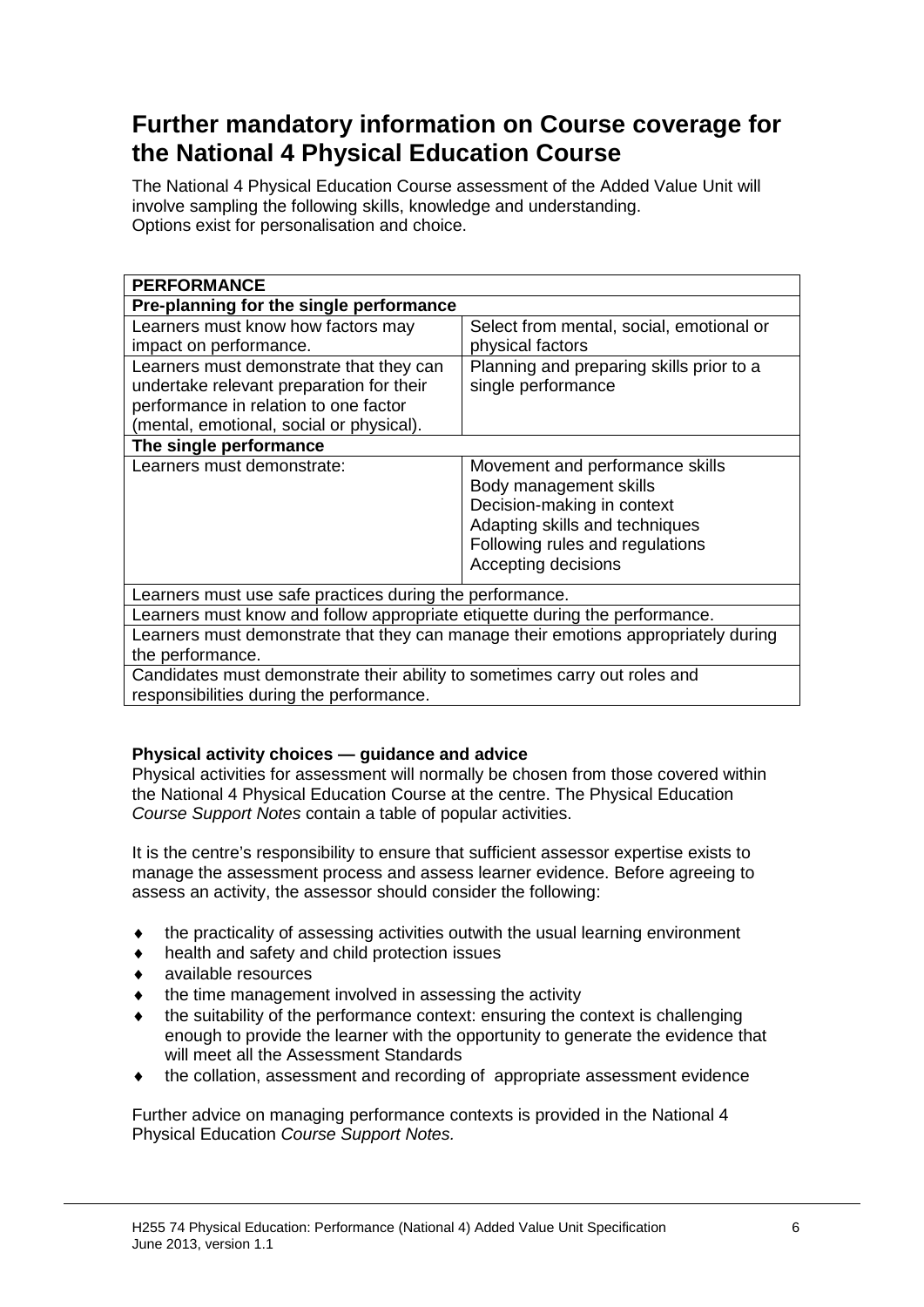# Further mandatory information on Course coverage for the National 4 Physical Education Course

The National 4 Physical Education Course assessment of the Added Value Unit will involve sampling the following skills, knowledge and understanding.
Options exist for personalisation and choice.

| **PERFORMANCE** | |
|---|---|
| **Pre-planning for the single performance** | |
| Learners must know how factors may impact on performance. | Select from mental, social, emotional or physical factors |
| Learners must demonstrate that they can undertake relevant preparation for their performance in relation to one factor (mental, emotional, social or physical). | Planning and preparing skills prior to a single performance |
| **The single performance** | |
| Learners must demonstrate: | Movement and performance skills<br>Body management skills<br>Decision-making in context<br>Adapting skills and techniques<br>Following rules and regulations<br>Accepting decisions |
| Learners must use safe practices during the performance. | |
| Learners must know and follow appropriate etiquette during the performance. | |
| Learners must demonstrate that they can manage their emotions appropriately during the performance. | |
| Candidates must demonstrate their ability to sometimes carry out roles and responsibilities during the performance. | |

**Physical activity choices — guidance and advice**

Physical activities for assessment will normally be chosen from those covered within the National 4 Physical Education Course at the centre. The Physical Education *Course Support Notes* contain a table of popular activities.

It is the centre's responsibility to ensure that sufficient assessor expertise exists to manage the assessment process and assess learner evidence. Before agreeing to assess an activity, the assessor should consider the following:

- the practicality of assessing activities outwith the usual learning environment
- health and safety and child protection issues
- available resources
- the time management involved in assessing the activity
- the suitability of the performance context: ensuring the context is challenging enough to provide the learner with the opportunity to generate the evidence that will meet all the Assessment Standards
- the collation, assessment and recording of appropriate assessment evidence

Further advice on managing performance contexts is provided in the National 4 Physical Education *Course Support Notes.*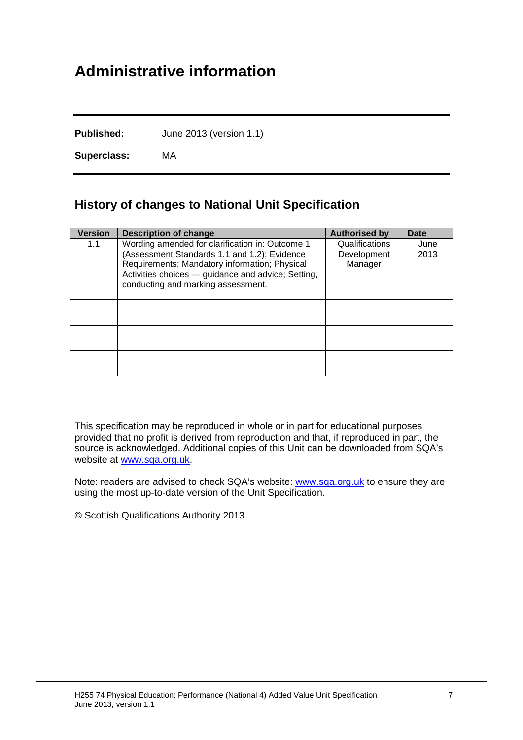# Administrative information

**Published:** June 2013 (version 1.1)

**Superclass:** MA

## History of changes to National Unit Specification

| Version | Description of change | Authorised by | Date |
|---|---|---|---|
| 1.1 | Wording amended for clarification in: Outcome 1 (Assessment Standards 1.1 and 1.2); Evidence Requirements; Mandatory information; Physical Activities choices — guidance and advice; Setting, conducting and marking assessment. | Qualifications Development Manager | June 2013 |
| | | | |
| | | | |
| | | | |

This specification may be reproduced in whole or in part for educational purposes provided that no profit is derived from reproduction and that, if reproduced in part, the source is acknowledged. Additional copies of this Unit can be downloaded from SQA's website at www.sqa.org.uk.

Note: readers are advised to check SQA's website: www.sqa.org.uk to ensure they are using the most up-to-date version of the Unit Specification.

© Scottish Qualifications Authority 2013